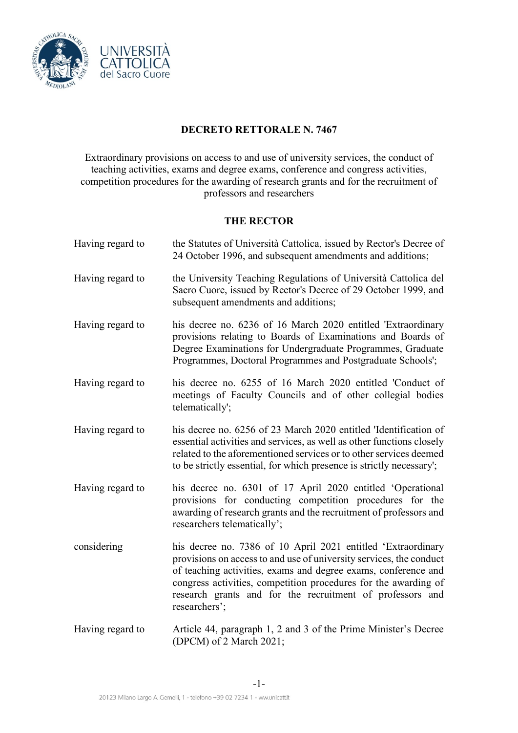# DECRETO RETTORALE N. 7467

Extraordinary provisions on access to and use of university services, the conduct of teaching activities, exams and degree exams, conference and congress activities, competition procedures for the awarding of research grants and for the recruitment of professors and researchers

## THE RECTOR

| | |
|---|---|
| Having regard to | the Statutes of Università Cattolica, issued by Rector's Decree of 24 October 1996, and subsequent amendments and additions; |
| Having regard to | the University Teaching Regulations of Università Cattolica del Sacro Cuore, issued by Rector's Decree of 29 October 1999, and subsequent amendments and additions; |
| Having regard to | his decree no. 6236 of 16 March 2020 entitled 'Extraordinary provisions relating to Boards of Examinations and Boards of Degree Examinations for Undergraduate Programmes, Graduate Programmes, Doctoral Programmes and Postgraduate Schools'; |
| Having regard to | his decree no. 6255 of 16 March 2020 entitled 'Conduct of meetings of Faculty Councils and of other collegial bodies telematically'; |
| Having regard to | his decree no. 6256 of 23 March 2020 entitled 'Identification of essential activities and services, as well as other functions closely related to the aforementioned services or to other services deemed to be strictly essential, for which presence is strictly necessary'; |
| Having regard to | his decree no. 6301 of 17 April 2020 entitled 'Operational provisions for conducting competition procedures for the awarding of research grants and the recruitment of professors and researchers telematically'; |
| considering | his decree no. 7386 of 10 April 2021 entitled 'Extraordinary provisions on access to and use of university services, the conduct of teaching activities, exams and degree exams, conference and congress activities, competition procedures for the awarding of research grants and for the recruitment of professors and researchers'; |
| Having regard to | Article 44, paragraph 1, 2 and 3 of the Prime Minister's Decree (DPCM) of 2 March 2021; |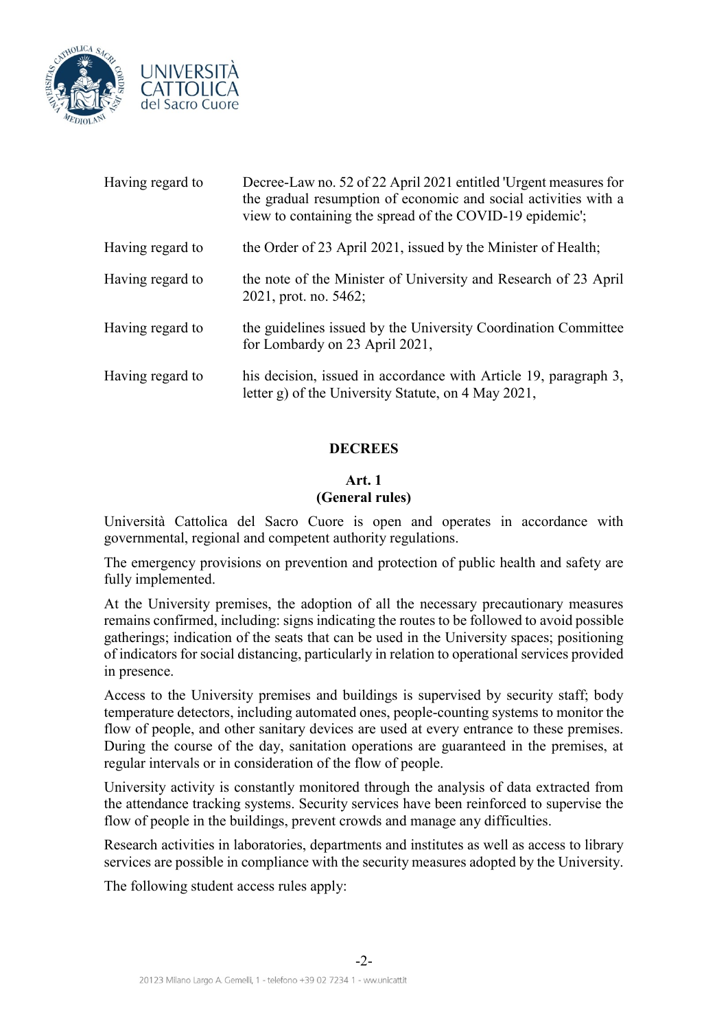| | |
|---|---|
| Having regard to | Decree-Law no. 52 of 22 April 2021 entitled 'Urgent measures for the gradual resumption of economic and social activities with a view to containing the spread of the COVID-19 epidemic'; |
| Having regard to | the Order of 23 April 2021, issued by the Minister of Health; |
| Having regard to | the note of the Minister of University and Research of 23 April 2021, prot. no. 5462; |
| Having regard to | the guidelines issued by the University Coordination Committee for Lombardy on 23 April 2021, |
| Having regard to | his decision, issued in accordance with Article 19, paragraph 3, letter g) of the University Statute, on 4 May 2021, |

**DECREES**

**Art. 1**
**(General rules)**

Università Cattolica del Sacro Cuore is open and operates in accordance with governmental, regional and competent authority regulations.

The emergency provisions on prevention and protection of public health and safety are fully implemented.

At the University premises, the adoption of all the necessary precautionary measures remains confirmed, including: signs indicating the routes to be followed to avoid possible gatherings; indication of the seats that can be used in the University spaces; positioning of indicators for social distancing, particularly in relation to operational services provided in presence.

Access to the University premises and buildings is supervised by security staff; body temperature detectors, including automated ones, people-counting systems to monitor the flow of people, and other sanitary devices are used at every entrance to these premises. During the course of the day, sanitation operations are guaranteed in the premises, at regular intervals or in consideration of the flow of people.

University activity is constantly monitored through the analysis of data extracted from the attendance tracking systems. Security services have been reinforced to supervise the flow of people in the buildings, prevent crowds and manage any difficulties.

Research activities in laboratories, departments and institutes as well as access to library services are possible in compliance with the security measures adopted by the University.

The following student access rules apply: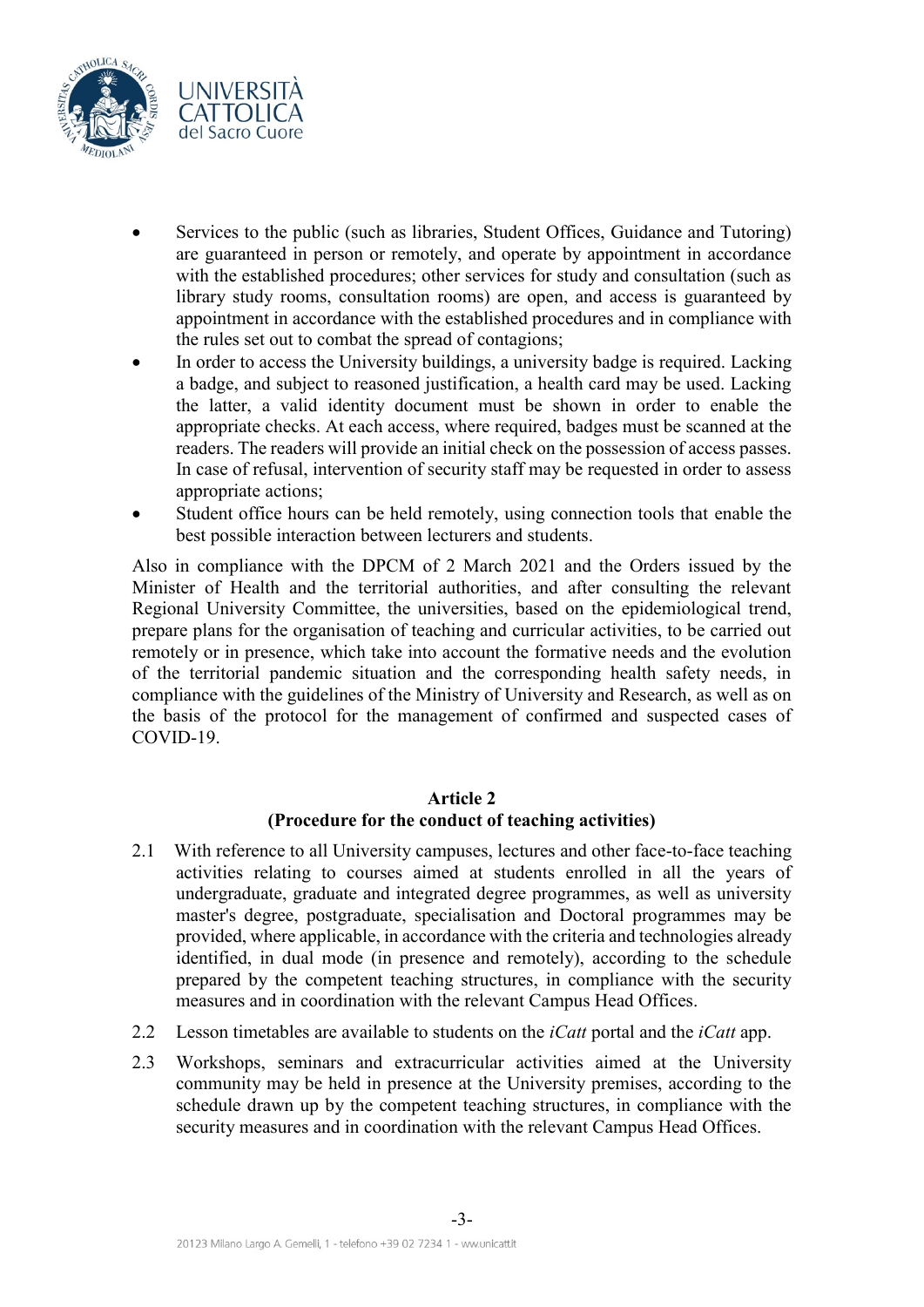- Services to the public (such as libraries, Student Offices, Guidance and Tutoring) are guaranteed in person or remotely, and operate by appointment in accordance with the established procedures; other services for study and consultation (such as library study rooms, consultation rooms) are open, and access is guaranteed by appointment in accordance with the established procedures and in compliance with the rules set out to combat the spread of contagions;
- In order to access the University buildings, a university badge is required. Lacking a badge, and subject to reasoned justification, a health card may be used. Lacking the latter, a valid identity document must be shown in order to enable the appropriate checks. At each access, where required, badges must be scanned at the readers. The readers will provide an initial check on the possession of access passes. In case of refusal, intervention of security staff may be requested in order to assess appropriate actions;
- Student office hours can be held remotely, using connection tools that enable the best possible interaction between lecturers and students.

Also in compliance with the DPCM of 2 March 2021 and the Orders issued by the Minister of Health and the territorial authorities, and after consulting the relevant Regional University Committee, the universities, based on the epidemiological trend, prepare plans for the organisation of teaching and curricular activities, to be carried out remotely or in presence, which take into account the formative needs and the evolution of the territorial pandemic situation and the corresponding health safety needs, in compliance with the guidelines of the Ministry of University and Research, as well as on the basis of the protocol for the management of confirmed and suspected cases of COVID-19.

## Article 2
## (Procedure for the conduct of teaching activities)

2.1 With reference to all University campuses, lectures and other face-to-face teaching activities relating to courses aimed at students enrolled in all the years of undergraduate, graduate and integrated degree programmes, as well as university master's degree, postgraduate, specialisation and Doctoral programmes may be provided, where applicable, in accordance with the criteria and technologies already identified, in dual mode (in presence and remotely), according to the schedule prepared by the competent teaching structures, in compliance with the security measures and in coordination with the relevant Campus Head Offices.

2.2 Lesson timetables are available to students on the *iCatt* portal and the *iCatt* app.

2.3 Workshops, seminars and extracurricular activities aimed at the University community may be held in presence at the University premises, according to the schedule drawn up by the competent teaching structures, in compliance with the security measures and in coordination with the relevant Campus Head Offices.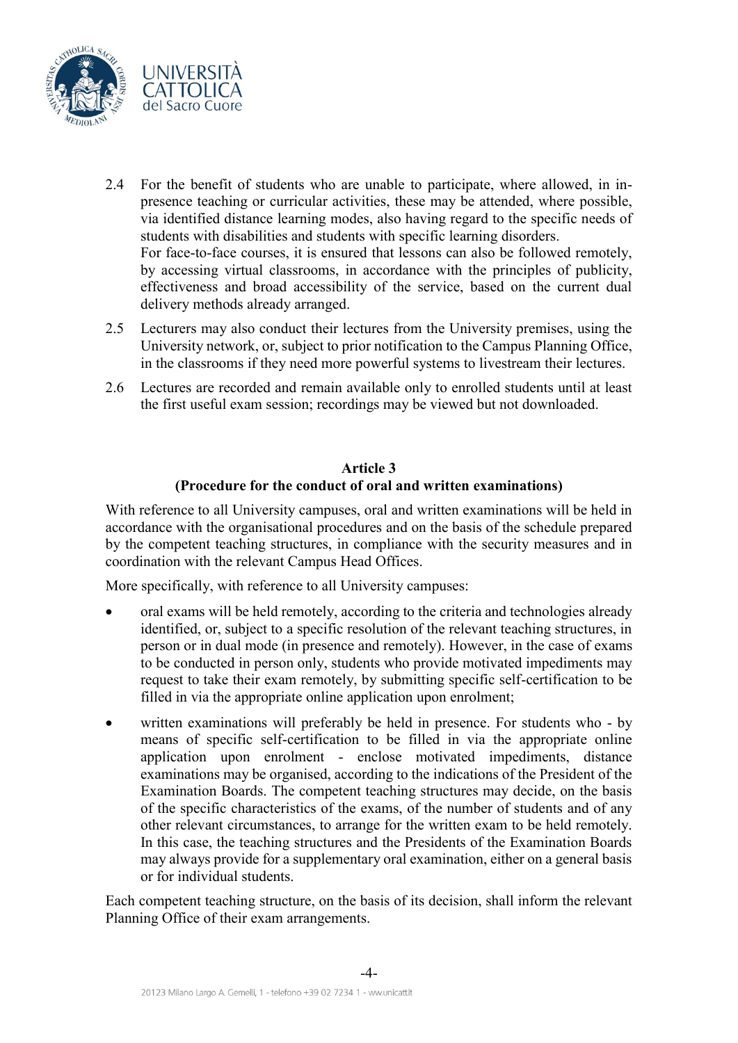2.4 For the benefit of students who are unable to participate, where allowed, in in-presence teaching or curricular activities, these may be attended, where possible, via identified distance learning modes, also having regard to the specific needs of students with disabilities and students with specific learning disorders.
For face-to-face courses, it is ensured that lessons can also be followed remotely, by accessing virtual classrooms, in accordance with the principles of publicity, effectiveness and broad accessibility of the service, based on the current dual delivery methods already arranged.

2.5 Lecturers may also conduct their lectures from the University premises, using the University network, or, subject to prior notification to the Campus Planning Office, in the classrooms if they need more powerful systems to livestream their lectures.

2.6 Lectures are recorded and remain available only to enrolled students until at least the first useful exam session; recordings may be viewed but not downloaded.

## Article 3
## (Procedure for the conduct of oral and written examinations)

With reference to all University campuses, oral and written examinations will be held in accordance with the organisational procedures and on the basis of the schedule prepared by the competent teaching structures, in compliance with the security measures and in coordination with the relevant Campus Head Offices.

More specifically, with reference to all University campuses:

- oral exams will be held remotely, according to the criteria and technologies already identified, or, subject to a specific resolution of the relevant teaching structures, in person or in dual mode (in presence and remotely). However, in the case of exams to be conducted in person only, students who provide motivated impediments may request to take their exam remotely, by submitting specific self-certification to be filled in via the appropriate online application upon enrolment;
- written examinations will preferably be held in presence. For students who - by means of specific self-certification to be filled in via the appropriate online application upon enrolment - enclose motivated impediments, distance examinations may be organised, according to the indications of the President of the Examination Boards. The competent teaching structures may decide, on the basis of the specific characteristics of the exams, of the number of students and of any other relevant circumstances, to arrange for the written exam to be held remotely. In this case, the teaching structures and the Presidents of the Examination Boards may always provide for a supplementary oral examination, either on a general basis or for individual students.

Each competent teaching structure, on the basis of its decision, shall inform the relevant Planning Office of their exam arrangements.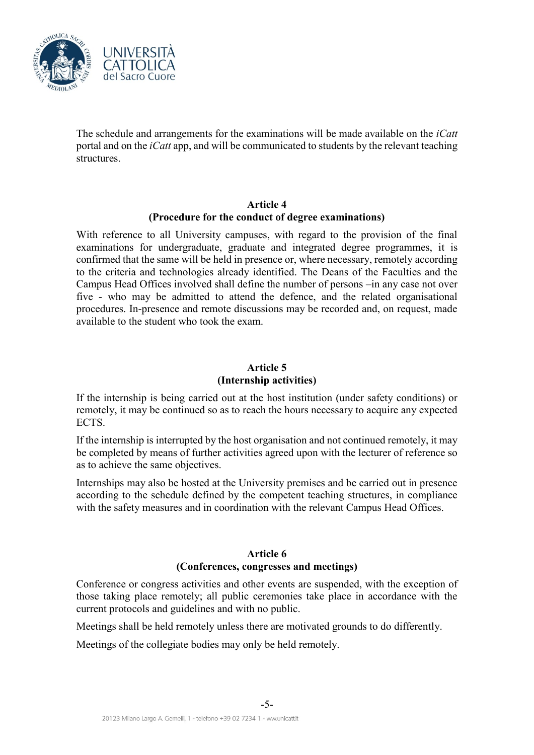The schedule and arrangements for the examinations will be made available on the *iCatt* portal and on the *iCatt* app, and will be communicated to students by the relevant teaching structures.

**Article 4**
**(Procedure for the conduct of degree examinations)**

With reference to all University campuses, with regard to the provision of the final examinations for undergraduate, graduate and integrated degree programmes, it is confirmed that the same will be held in presence or, where necessary, remotely according to the criteria and technologies already identified. The Deans of the Faculties and the Campus Head Offices involved shall define the number of persons –in any case not over five - who may be admitted to attend the defence, and the related organisational procedures. In-presence and remote discussions may be recorded and, on request, made available to the student who took the exam.

**Article 5**
**(Internship activities)**

If the internship is being carried out at the host institution (under safety conditions) or remotely, it may be continued so as to reach the hours necessary to acquire any expected ECTS.

If the internship is interrupted by the host organisation and not continued remotely, it may be completed by means of further activities agreed upon with the lecturer of reference so as to achieve the same objectives.

Internships may also be hosted at the University premises and be carried out in presence according to the schedule defined by the competent teaching structures, in compliance with the safety measures and in coordination with the relevant Campus Head Offices.

**Article 6**
**(Conferences, congresses and meetings)**

Conference or congress activities and other events are suspended, with the exception of those taking place remotely; all public ceremonies take place in accordance with the current protocols and guidelines and with no public.

Meetings shall be held remotely unless there are motivated grounds to do differently.

Meetings of the collegiate bodies may only be held remotely.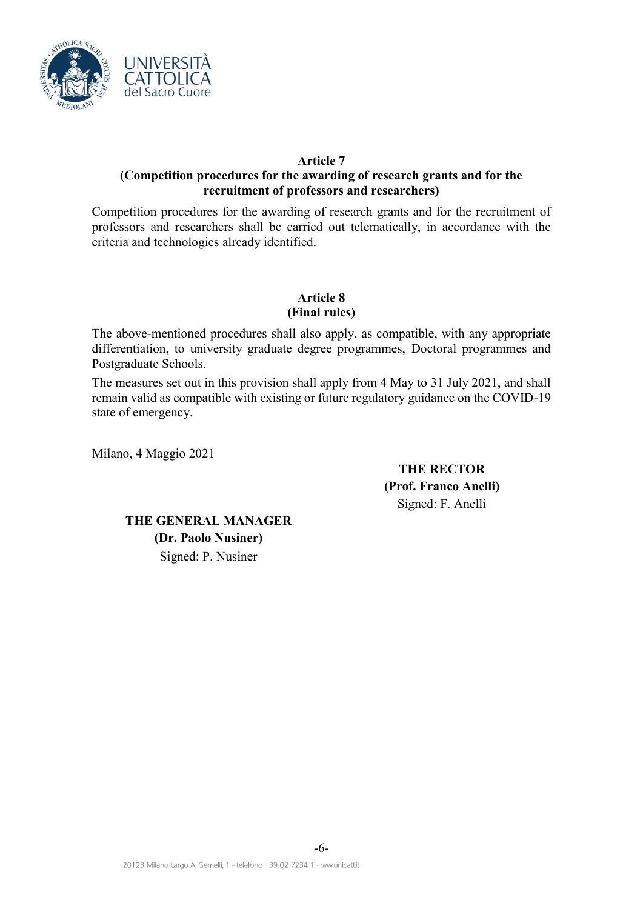**Article 7**
**(Competition procedures for the awarding of research grants and for the recruitment of professors and researchers)**

Competition procedures for the awarding of research grants and for the recruitment of professors and researchers shall be carried out telematically, in accordance with the criteria and technologies already identified.

**Article 8**
**(Final rules)**

The above-mentioned procedures shall also apply, as compatible, with any appropriate differentiation, to university graduate degree programmes, Doctoral programmes and Postgraduate Schools.

The measures set out in this provision shall apply from 4 May to 31 July 2021, and shall remain valid as compatible with existing or future regulatory guidance on the COVID-19 state of emergency.

Milano, 4 Maggio 2021

**THE RECTOR**
**(Prof. Franco Anelli)**
Signed: F. Anelli

**THE GENERAL MANAGER**
**(Dr. Paolo Nusiner)**
Signed: P. Nusiner